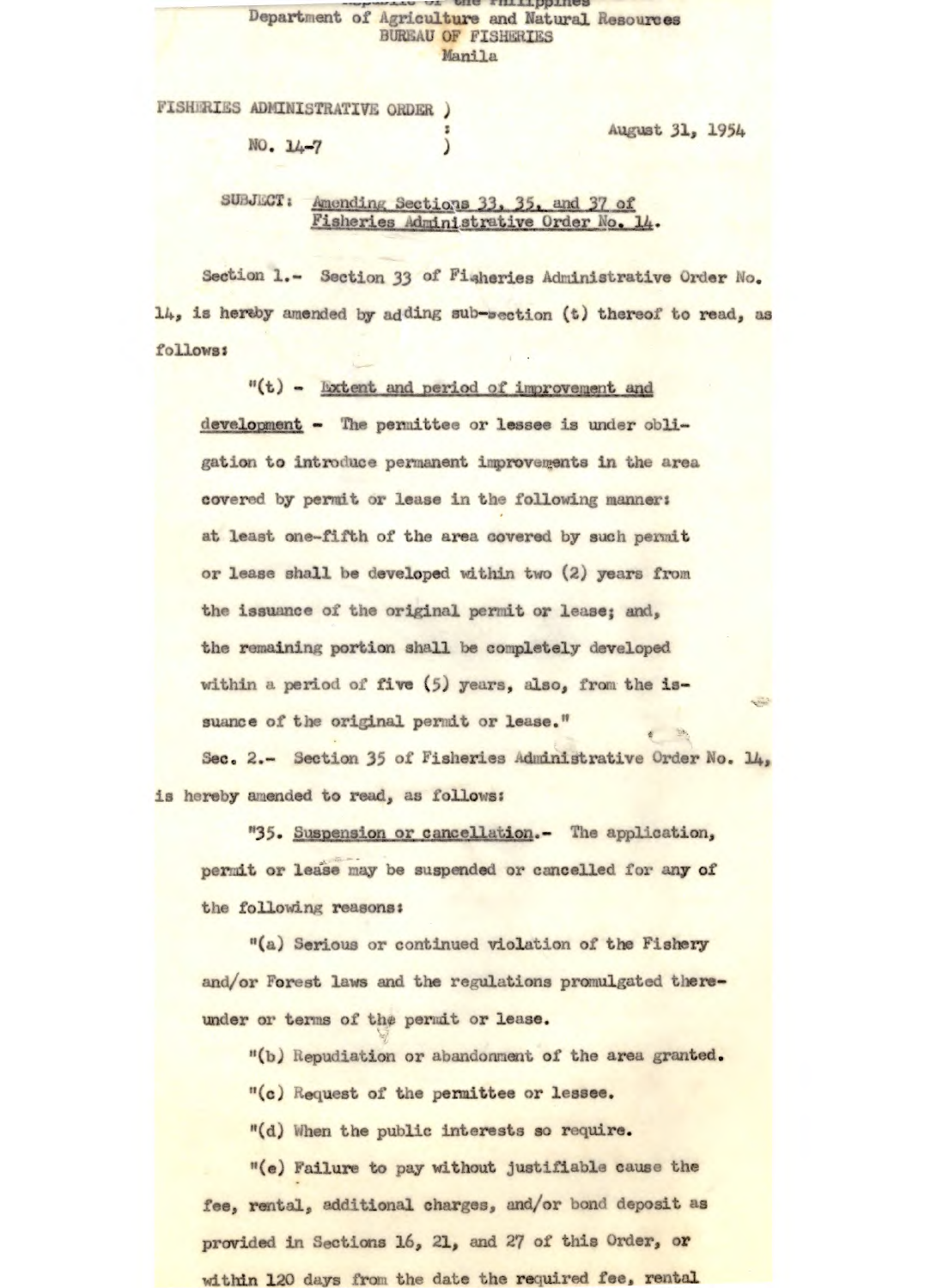Republic of the Philippines
Department of Agriculture and Natural Resources
BUREAU OF FISHERIES
Manila

FISHERIES ADMINISTRATIVE ORDER )
NO. 14-7 )

August 31, 1954

SUBJECT: Amending Sections 33, 35, and 37 of Fisheries Administrative Order No. 14.

Section 1.- Section 33 of Fisheries Administrative Order No. 14, is hereby amended by adding sub-section (t) thereof to read, as follows:

"(t) - Extent and period of improvement and development - The permittee or lessee is under obligation to introduce permanent improvements in the area covered by permit or lease in the following manner: at least one-fifth of the area covered by such permit or lease shall be developed within two (2) years from the issuance of the original permit or lease; and, the remaining portion shall be completely developed within a period of five (5) years, also, from the issuance of the original permit or lease."

Sec. 2.- Section 35 of Fisheries Administrative Order No. 14, is hereby amended to read, as follows:

"35. Suspension or cancellation.- The application, permit or lease may be suspended or cancelled for any of the following reasons:

"(a) Serious or continued violation of the Fishery and/or Forest laws and the regulations promulgated thereunder or terms of the permit or lease.

"(b) Repudiation or abandonment of the area granted.

"(c) Request of the permittee or lessee.

"(d) When the public interests so require.

"(e) Failure to pay without justifiable cause the fee, rental, additional charges, and/or bond deposit as provided in Sections 16, 21, and 27 of this Order, or within 120 days from the date the required fee, rental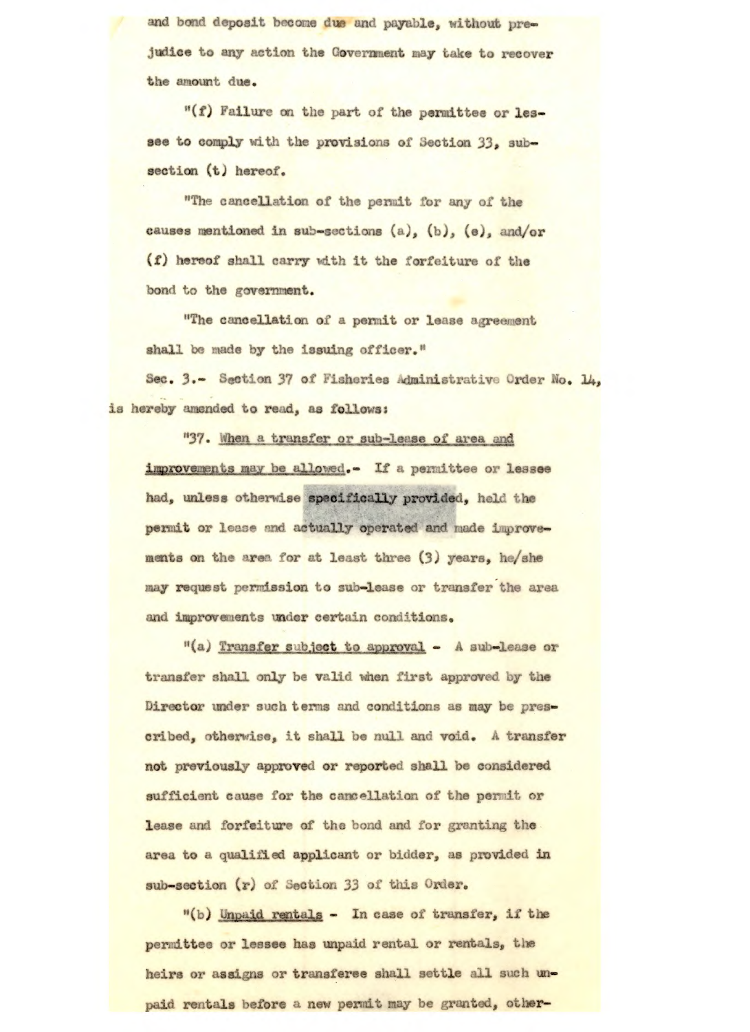and bond deposit become due and payable, without prejudice to any action the Government may take to recover the amount due.

"(f) Failure on the part of the permittee or lessee to comply with the provisions of Section 33, sub-section (t) hereof.

"The cancellation of the permit for any of the causes mentioned in sub-sections (a), (b), (e), and/or (f) hereof shall carry with it the forfeiture of the bond to the government.

"The cancellation of a permit or lease agreement shall be made by the issuing officer."

Sec. 3.- Section 37 of Fisheries Administrative Order No. 14, is hereby amended to read, as follows:

"37. When a transfer or sub-lease of area and improvements may be allowed.- If a permittee or lessee had, unless otherwise specifically provided, held the permit or lease and actually operated and made improvements on the area for at least three (3) years, he/she may request permission to sub-lease or transfer the area and improvements under certain conditions.

"(a) Transfer subject to approval - A sub-lease or transfer shall only be valid when first approved by the Director under such terms and conditions as may be prescribed, otherwise, it shall be null and void. A transfer not previously approved or reported shall be considered sufficient cause for the cancellation of the permit or lease and forfeiture of the bond and for granting the area to a qualified applicant or bidder, as provided in sub-section (r) of Section 33 of this Order.

"(b) Unpaid rentals - In case of transfer, if the permittee or lessee has unpaid rental or rentals, the heirs or assigns or transferee shall settle all such unpaid rentals before a new permit may be granted, other-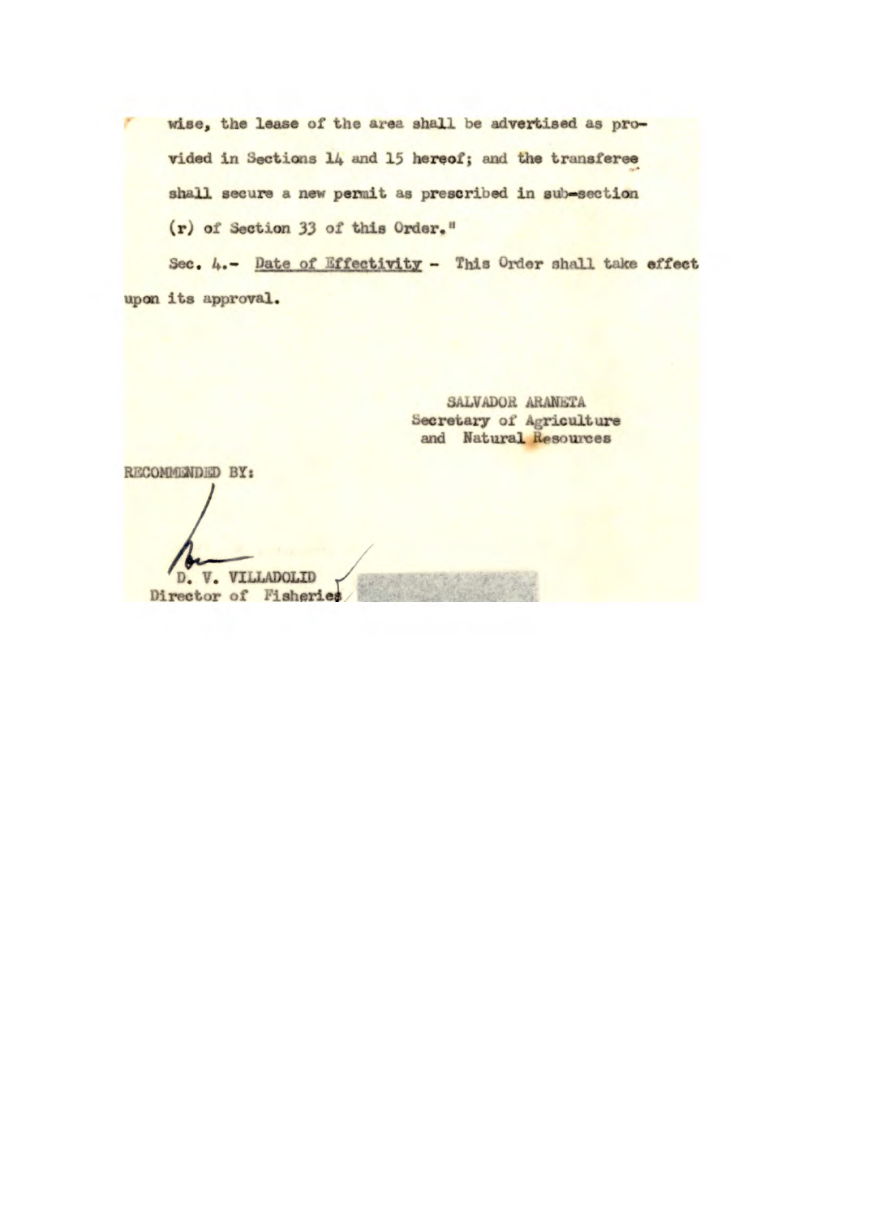wise, the lease of the area shall be advertised as provided in Sections 14 and 15 hereof; and the transferee shall secure a new permit as prescribed in sub-section (r) of Section 33 of this Order."

Sec. 4.- Date of Effectivity - This Order shall take effect upon its approval.

SALVADOR ARANETA
Secretary of Agriculture
and Natural Resources

RECOMMENDED BY:

D. V. VILLADOLID
Director of Fisheries